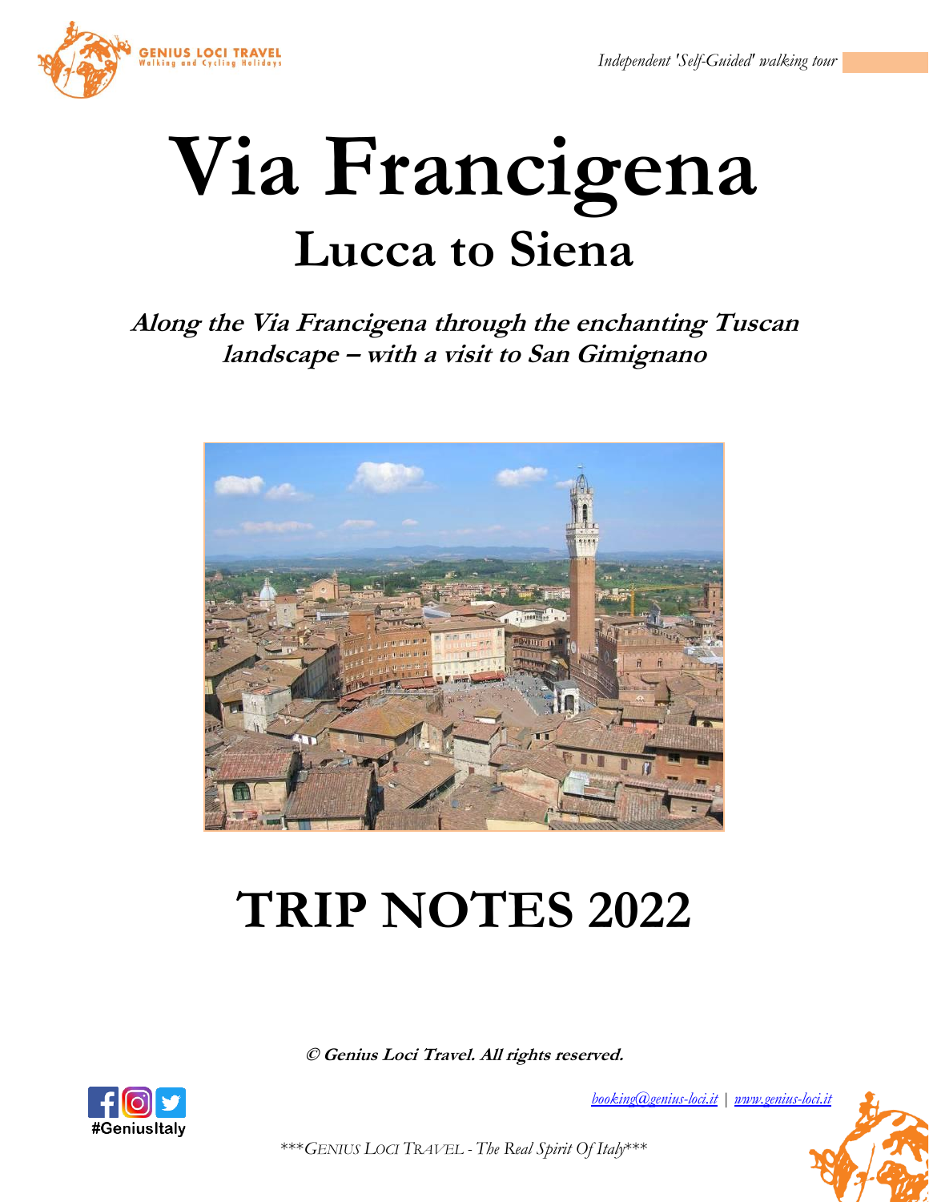*Independent 'Self-Guided' walking tour*

# Via Francigena

## Lucca to Siena

***Along the Via Francigena through the enchanting Tuscan landscape – with a visit to San Gimignano***

# TRIP NOTES 2022

**© Genius Loci Travel. All rights reserved.**

#GeniusItaly

[booking@genius-loci.it](mailto:booking@genius-loci.it) | [www.genius-loci.it](http://www.genius-loci.it)

****GENIUS LOCI TRAVEL - The Real Spirit Of Italy****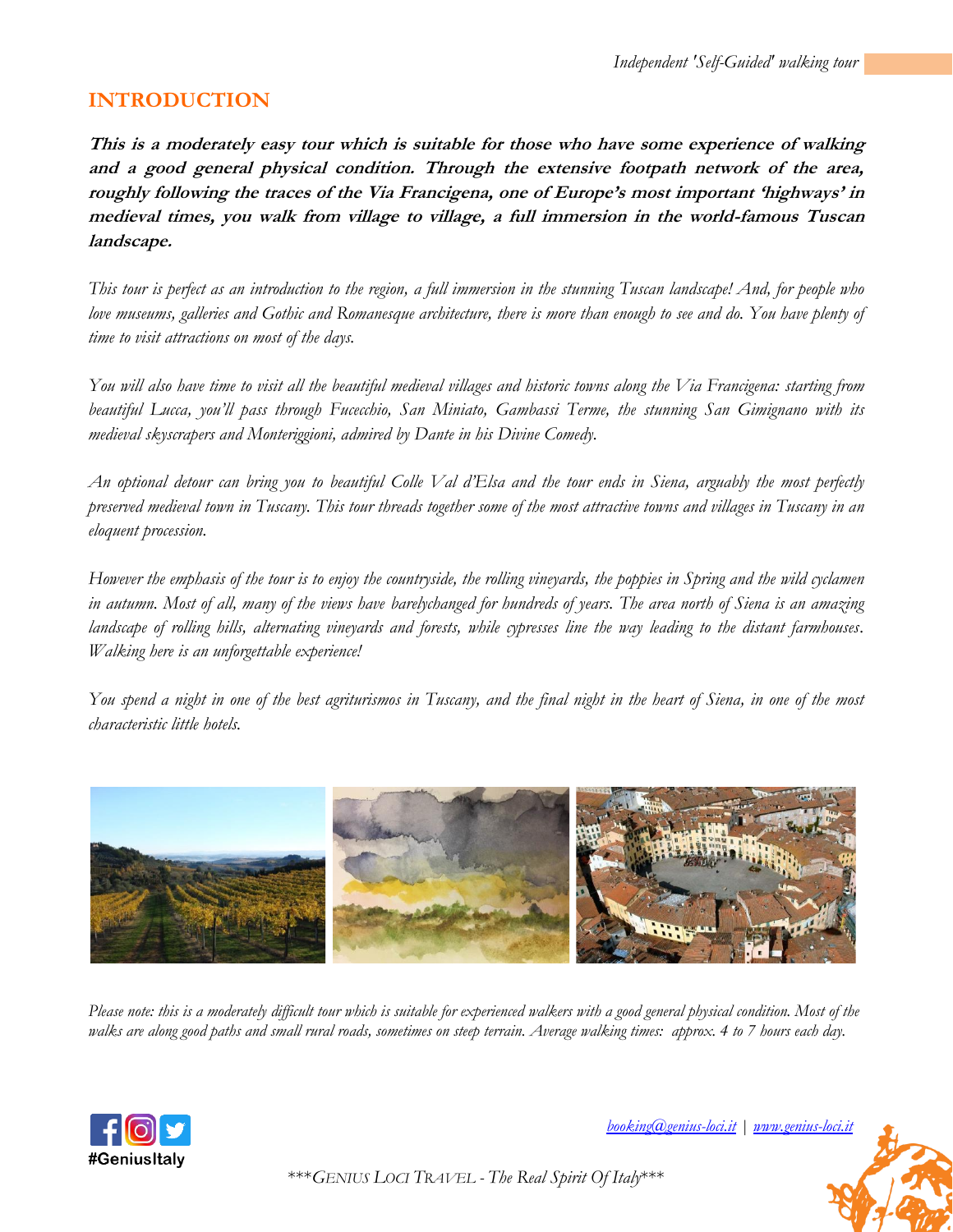## INTRODUCTION

***This is a moderately easy tour which is suitable for those who have some experience of walking and a good general physical condition. Through the extensive footpath network of the area, roughly following the traces of the Via Francigena, one of Europe's most important 'highways' in medieval times, you walk from village to village, a full immersion in the world-famous Tuscan landscape.***

*This tour is perfect as an introduction to the region, a full immersion in the stunning Tuscan landscape! And, for people who love museums, galleries and Gothic and Romanesque architecture, there is more than enough to see and do. You have plenty of time to visit attractions on most of the days.*

*You will also have time to visit all the beautiful medieval villages and historic towns along the Via Francigena: starting from beautiful Lucca, you'll pass through Fucecchio, San Miniato, Gambassi Terme, the stunning San Gimignano with its medieval skyscrapers and Monteriggioni, admired by Dante in his Divine Comedy.*

*An optional detour can bring you to beautiful Colle Val d'Elsa and the tour ends in Siena, arguably the most perfectly preserved medieval town in Tuscany. This tour threads together some of the most attractive towns and villages in Tuscany in an eloquent procession.*

*However the emphasis of the tour is to enjoy the countryside, the rolling vineyards, the poppies in Spring and the wild cyclamen in autumn. Most of all, many of the views have barelychanged for hundreds of years. The area north of Siena is an amazing landscape of rolling hills, alternating vineyards and forests, while cypresses line the way leading to the distant farmhouses. Walking here is an unforgettable experience!*

*You spend a night in one of the best agriturismos in Tuscany, and the final night in the heart of Siena, in one of the most characteristic little hotels.*

*Please note: this is a moderately difficult tour which is suitable for experienced walkers with a good general physical condition. Most of the walks are along good paths and small rural roads, sometimes on steep terrain. Average walking times: approx. 4 to 7 hours each day.*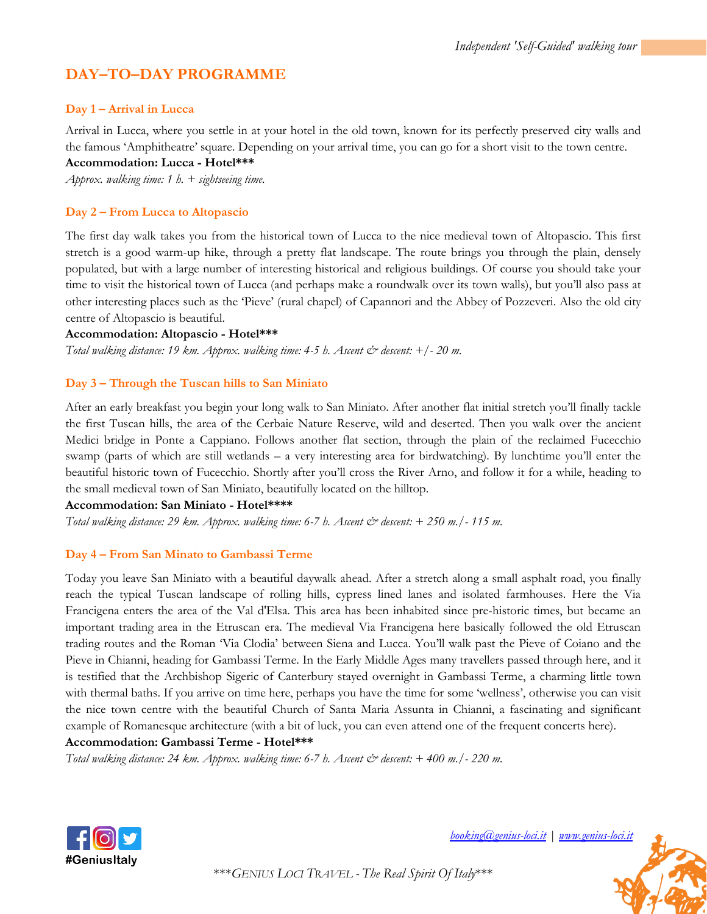## DAY–TO–DAY PROGRAMME

### Day 1 – Arrival in Lucca

Arrival in Lucca, where you settle in at your hotel in the old town, known for its perfectly preserved city walls and the famous 'Amphitheatre' square. Depending on your arrival time, you can go for a short visit to the town centre.

**Accommodation: Lucca - Hotel*****

*Approx. walking time: 1 h. + sightseeing time.*

### Day 2 – From Lucca to Altopascio

The first day walk takes you from the historical town of Lucca to the nice medieval town of Altopascio. This first stretch is a good warm-up hike, through a pretty flat landscape. The route brings you through the plain, densely populated, but with a large number of interesting historical and religious buildings. Of course you should take your time to visit the historical town of Lucca (and perhaps make a roundwalk over its town walls), but you'll also pass at other interesting places such as the 'Pieve' (rural chapel) of Capannori and the Abbey of Pozzeveri. Also the old city centre of Altopascio is beautiful.

**Accommodation: Altopascio - Hotel*****

*Total walking distance: 19 km. Approx. walking time: 4-5 h. Ascent & descent: +/- 20 m.*

### Day 3 – Through the Tuscan hills to San Miniato

After an early breakfast you begin your long walk to San Miniato. After another flat initial stretch you'll finally tackle the first Tuscan hills, the area of the Cerbaie Nature Reserve, wild and deserted. Then you walk over the ancient Medici bridge in Ponte a Cappiano. Follows another flat section, through the plain of the reclaimed Fucecchio swamp (parts of which are still wetlands – a very interesting area for birdwatching). By lunchtime you'll enter the beautiful historic town of Fucecchio. Shortly after you'll cross the River Arno, and follow it for a while, heading to the small medieval town of San Miniato, beautifully located on the hilltop.

**Accommodation: San Miniato - Hotel******

*Total walking distance: 29 km. Approx. walking time: 6-7 h. Ascent & descent: + 250 m./- 115 m.*

### Day 4 – From San Minato to Gambassi Terme

Today you leave San Miniato with a beautiful daywalk ahead. After a stretch along a small asphalt road, you finally reach the typical Tuscan landscape of rolling hills, cypress lined lanes and isolated farmhouses. Here the Via Francigena enters the area of the Val d'Elsa. This area has been inhabited since pre-historic times, but became an important trading area in the Etruscan era. The medieval Via Francigena here basically followed the old Etruscan trading routes and the Roman 'Via Clodia' between Siena and Lucca. You'll walk past the Pieve of Coiano and the Pieve in Chianni, heading for Gambassi Terme. In the Early Middle Ages many travellers passed through here, and it is testified that the Archbishop Sigeric of Canterbury stayed overnight in Gambassi Terme, a charming little town with thermal baths. If you arrive on time here, perhaps you have the time for some 'wellness', otherwise you can visit the nice town centre with the beautiful Church of Santa Maria Assunta in Chianni, a fascinating and significant example of Romanesque architecture (with a bit of luck, you can even attend one of the frequent concerts here).

**Accommodation: Gambassi Terme - Hotel*****

*Total walking distance: 24 km. Approx. walking time: 6-7 h. Ascent & descent: + 400 m./- 220 m.*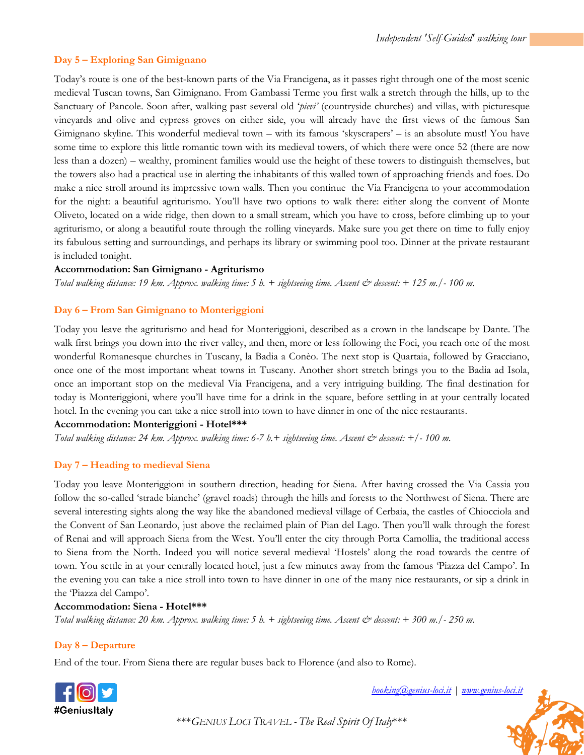### Day 5 – Exploring San Gimignano

Today's route is one of the best-known parts of the Via Francigena, as it passes right through one of the most scenic medieval Tuscan towns, San Gimignano. From Gambassi Terme you first walk a stretch through the hills, up to the Sanctuary of Pancole. Soon after, walking past several old '*pievi'* (countryside churches) and villas, with picturesque vineyards and olive and cypress groves on either side, you will already have the first views of the famous San Gimignano skyline. This wonderful medieval town – with its famous 'skyscrapers' – is an absolute must! You have some time to explore this little romantic town with its medieval towers, of which there were once 52 (there are now less than a dozen) – wealthy, prominent families would use the height of these towers to distinguish themselves, but the towers also had a practical use in alerting the inhabitants of this walled town of approaching friends and foes. Do make a nice stroll around its impressive town walls. Then you continue the Via Francigena to your accommodation for the night: a beautiful agriturismo. You'll have two options to walk there: either along the convent of Monte Oliveto, located on a wide ridge, then down to a small stream, which you have to cross, before climbing up to your agriturismo, or along a beautiful route through the rolling vineyards. Make sure you get there on time to fully enjoy its fabulous setting and surroundings, and perhaps its library or swimming pool too. Dinner at the private restaurant is included tonight.

**Accommodation: San Gimignano - Agriturismo**

*Total walking distance: 19 km. Approx. walking time: 5 h. + sightseeing time. Ascent & descent: + 125 m./- 100 m.*

### Day 6 – From San Gimignano to Monteriggioni

Today you leave the agriturismo and head for Monteriggioni, described as a crown in the landscape by Dante. The walk first brings you down into the river valley, and then, more or less following the Foci, you reach one of the most wonderful Romanesque churches in Tuscany, la Badia a Conèo. The next stop is Quartaia, followed by Gracciano, once one of the most important wheat towns in Tuscany. Another short stretch brings you to the Badia ad Isola, once an important stop on the medieval Via Francigena, and a very intriguing building. The final destination for today is Monteriggioni, where you'll have time for a drink in the square, before settling in at your centrally located hotel. In the evening you can take a nice stroll into town to have dinner in one of the nice restaurants.

**Accommodation: Monteriggioni - Hotel*****

*Total walking distance: 24 km. Approx. walking time: 6-7 h.+ sightseeing time. Ascent & descent: +/- 100 m.*

### Day 7 – Heading to medieval Siena

Today you leave Monteriggioni in southern direction, heading for Siena. After having crossed the Via Cassia you follow the so-called 'strade bianche' (gravel roads) through the hills and forests to the Northwest of Siena. There are several interesting sights along the way like the abandoned medieval village of Cerbaia, the castles of Chiocciola and the Convent of San Leonardo, just above the reclaimed plain of Pian del Lago. Then you'll walk through the forest of Renai and will approach Siena from the West. You'll enter the city through Porta Camollia, the traditional access to Siena from the North. Indeed you will notice several medieval 'Hostels' along the road towards the centre of town. You settle in at your centrally located hotel, just a few minutes away from the famous 'Piazza del Campo'. In the evening you can take a nice stroll into town to have dinner in one of the many nice restaurants, or sip a drink in the 'Piazza del Campo'.

**Accommodation: Siena - Hotel*****

*Total walking distance: 20 km. Approx. walking time: 5 h. + sightseeing time. Ascent & descent: + 300 m./- 250 m.*

### Day 8 – Departure

End of the tour. From Siena there are regular buses back to Florence (and also to Rome).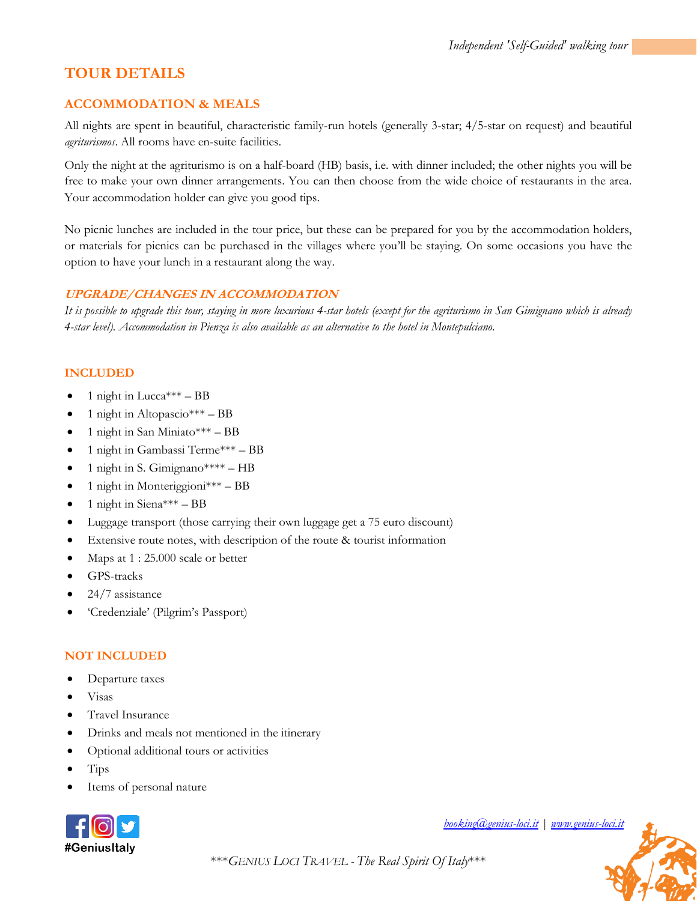## TOUR DETAILS

### ACCOMMODATION & MEALS

All nights are spent in beautiful, characteristic family-run hotels (generally 3-star; 4/5-star on request) and beautiful *agriturismos*. All rooms have en-suite facilities.

Only the night at the agriturismo is on a half-board (HB) basis, i.e. with dinner included; the other nights you will be free to make your own dinner arrangements. You can then choose from the wide choice of restaurants in the area. Your accommodation holder can give you good tips.

No picnic lunches are included in the tour price, but these can be prepared for you by the accommodation holders, or materials for picnics can be purchased in the villages where you'll be staying. On some occasions you have the option to have your lunch in a restaurant along the way.

#### *UPGRADE/CHANGES IN ACCOMMODATION*

*It is possible to upgrade this tour, staying in more luxurious 4-star hotels (except for the agriturismo in San Gimignano which is already 4-star level). Accommodation in Pienza is also available as an alternative to the hotel in Montepulciano.*

### INCLUDED

- 1 night in Lucca*** – BB
- 1 night in Altopascio*** – BB
- 1 night in San Miniato*** – BB
- 1 night in Gambassi Terme*** – BB
- 1 night in S. Gimignano**** – HB
- 1 night in Monteriggioni*** – BB
- 1 night in Siena*** – BB
- Luggage transport (those carrying their own luggage get a 75 euro discount)
- Extensive route notes, with description of the route & tourist information
- Maps at 1 : 25.000 scale or better
- GPS-tracks
- 24/7 assistance
- 'Credenziale' (Pilgrim's Passport)

### NOT INCLUDED

- Departure taxes
- Visas
- Travel Insurance
- Drinks and meals not mentioned in the itinerary
- Optional additional tours or activities
- Tips
- Items of personal nature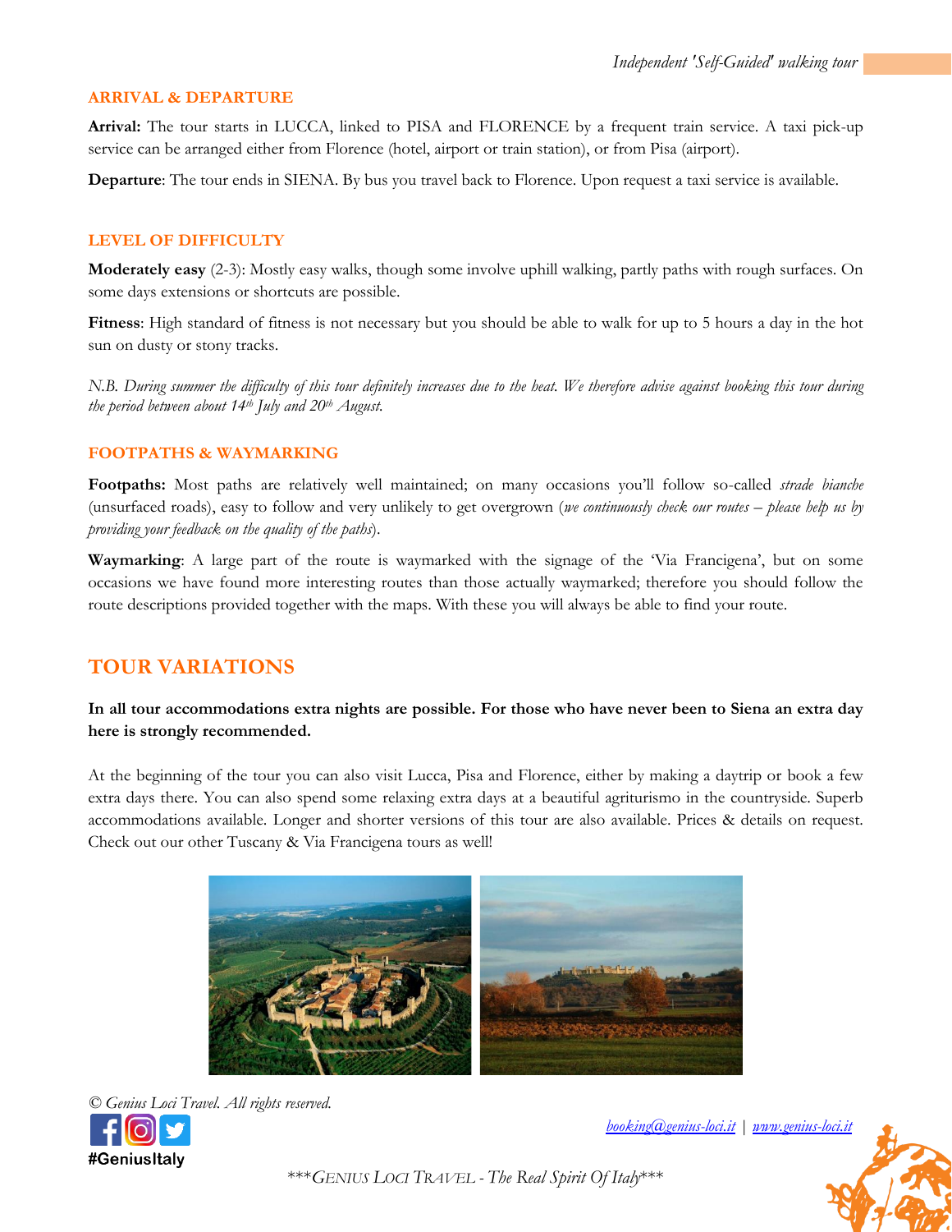## ARRIVAL & DEPARTURE

**Arrival:** The tour starts in LUCCA, linked to PISA and FLORENCE by a frequent train service. A taxi pick-up service can be arranged either from Florence (hotel, airport or train station), or from Pisa (airport).

**Departure**: The tour ends in SIENA. By bus you travel back to Florence. Upon request a taxi service is available.

## LEVEL OF DIFFICULTY

**Moderately easy** (2-3): Mostly easy walks, though some involve uphill walking, partly paths with rough surfaces. On some days extensions or shortcuts are possible.

**Fitness**: High standard of fitness is not necessary but you should be able to walk for up to 5 hours a day in the hot sun on dusty or stony tracks.

*N.B. During summer the difficulty of this tour definitely increases due to the heat. We therefore advise against booking this tour during the period between about 14th July and 20th August.*

## FOOTPATHS & WAYMARKING

**Footpaths:** Most paths are relatively well maintained; on many occasions you'll follow so-called *strade bianche* (unsurfaced roads), easy to follow and very unlikely to get overgrown (*we continuously check our routes – please help us by providing your feedback on the quality of the paths*).

**Waymarking**: A large part of the route is waymarked with the signage of the 'Via Francigena', but on some occasions we have found more interesting routes than those actually waymarked; therefore you should follow the route descriptions provided together with the maps. With these you will always be able to find your route.

# TOUR VARIATIONS

**In all tour accommodations extra nights are possible. For those who have never been to Siena an extra day here is strongly recommended.**

At the beginning of the tour you can also visit Lucca, Pisa and Florence, either by making a daytrip or book a few extra days there. You can also spend some relaxing extra days at a beautiful agriturismo in the countryside. Superb accommodations available. Longer and shorter versions of this tour are also available. Prices & details on request. Check out our other Tuscany & Via Francigena tours as well!

*© Genius Loci Travel. All rights reserved.*

#GeniusItaly

booking@genius-loci.it | www.genius-loci.it

****GENIUS LOCI TRAVEL - The Real Spirit Of Italy****